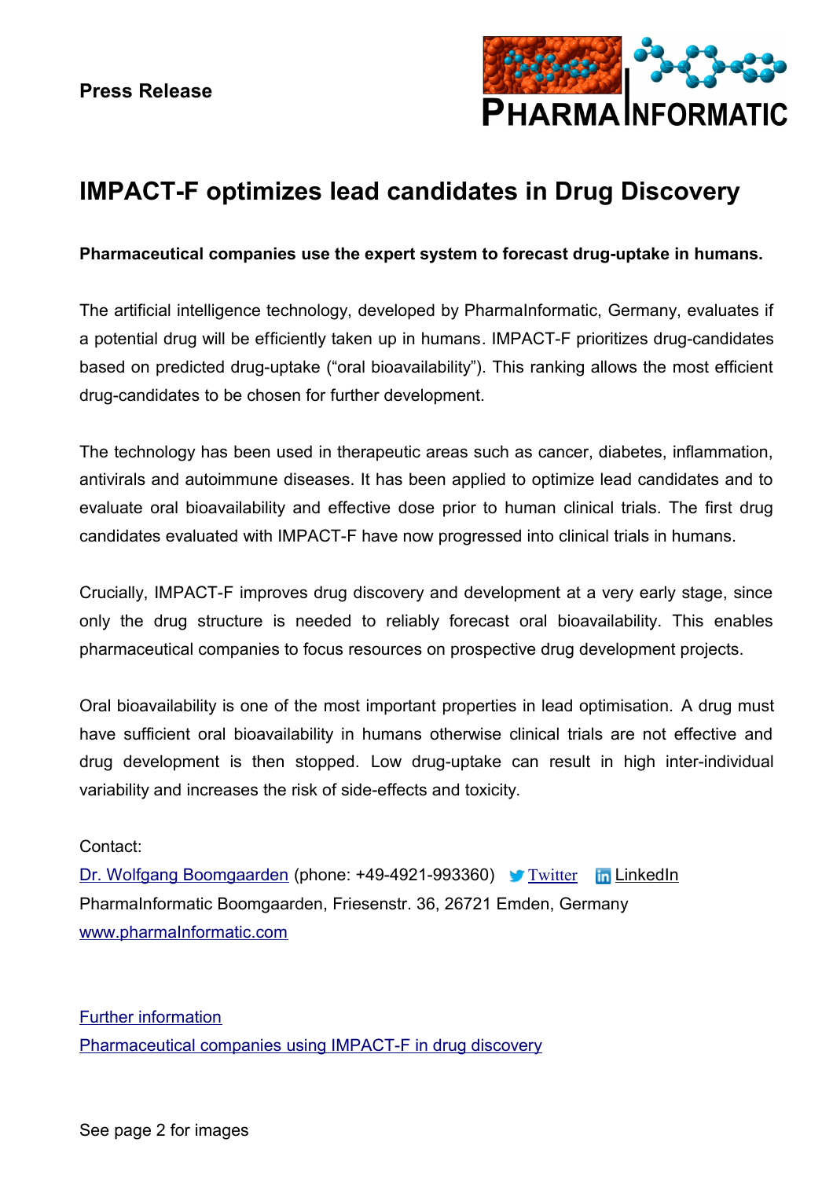**Press Release**

# IMPACT-F optimizes lead candidates in Drug Discovery

**Pharmaceutical companies use the expert system to forecast drug-uptake in humans.**

The artificial intelligence technology, developed by PharmaInformatic, Germany, evaluates if a potential drug will be efficiently taken up in humans. IMPACT-F prioritizes drug-candidates based on predicted drug-uptake ("oral bioavailability"). This ranking allows the most efficient drug-candidates to be chosen for further development.

The technology has been used in therapeutic areas such as cancer, diabetes, inflammation, antivirals and autoimmune diseases. It has been applied to optimize lead candidates and to evaluate oral bioavailability and effective dose prior to human clinical trials. The first drug candidates evaluated with IMPACT-F have now progressed into clinical trials in humans.

Crucially, IMPACT-F improves drug discovery and development at a very early stage, since only the drug structure is needed to reliably forecast oral bioavailability. This enables pharmaceutical companies to focus resources on prospective drug development projects.

Oral bioavailability is one of the most important properties in lead optimisation. A drug must have sufficient oral bioavailability in humans otherwise clinical trials are not effective and drug development is then stopped. Low drug-uptake can result in high inter-individual variability and increases the risk of side-effects and toxicity.

Contact:
Dr. Wolfgang Boomgaarden (phone: +49-4921-993360) Twitter LinkedIn
PharmaInformatic Boomgaarden, Friesenstr. 36, 26721 Emden, Germany
www.pharmaInformatic.com

Further information
Pharmaceutical companies using IMPACT-F in drug discovery

See page 2 for images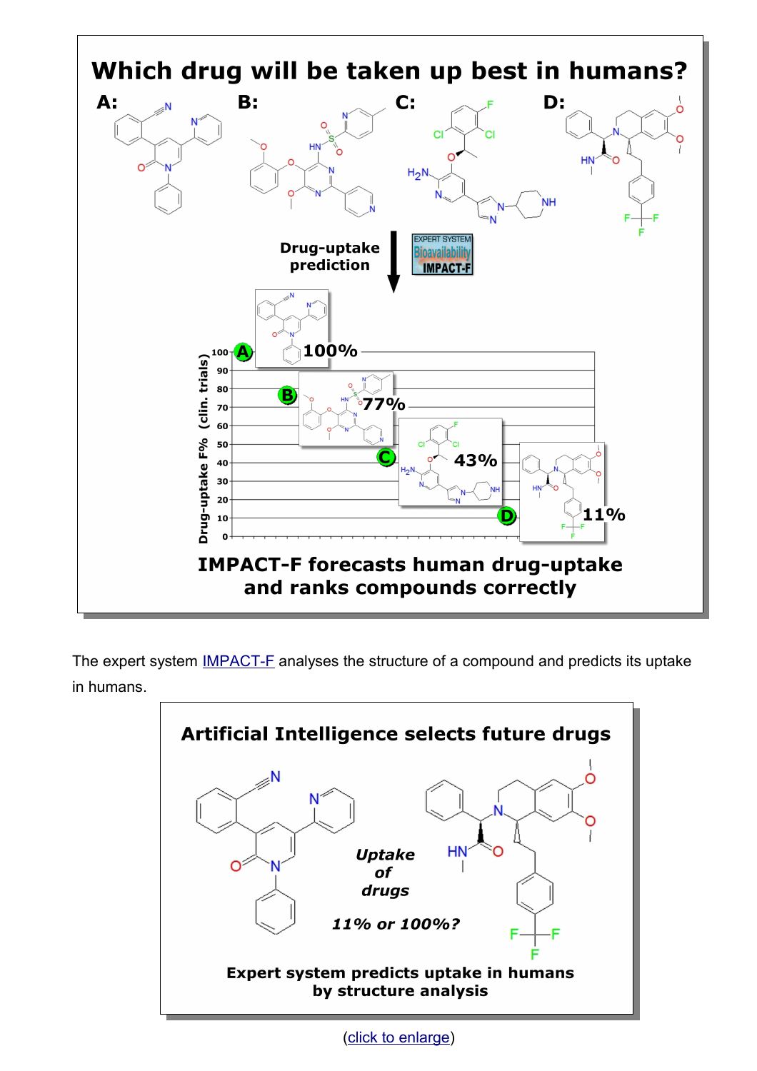## Which drug will be taken up best in humans?

A: B: C: D:

Drug-uptake prediction

EXPERT SYSTEM Bioavailability IMPACT-F

Drug-uptake F% (clin. trials)

100 90 80 70 60 50 40 30 20 10 0

A 100%

B 77%

C 43%

D 11%

**IMPACT-F forecasts human drug-uptake and ranks compounds correctly**

The expert system IMPACT-F analyses the structure of a compound and predicts its uptake in humans.

## Artificial Intelligence selects future drugs

*Uptake of drugs*

*11% or 100%?*

**Expert system predicts uptake in humans by structure analysis**

(click to enlarge)